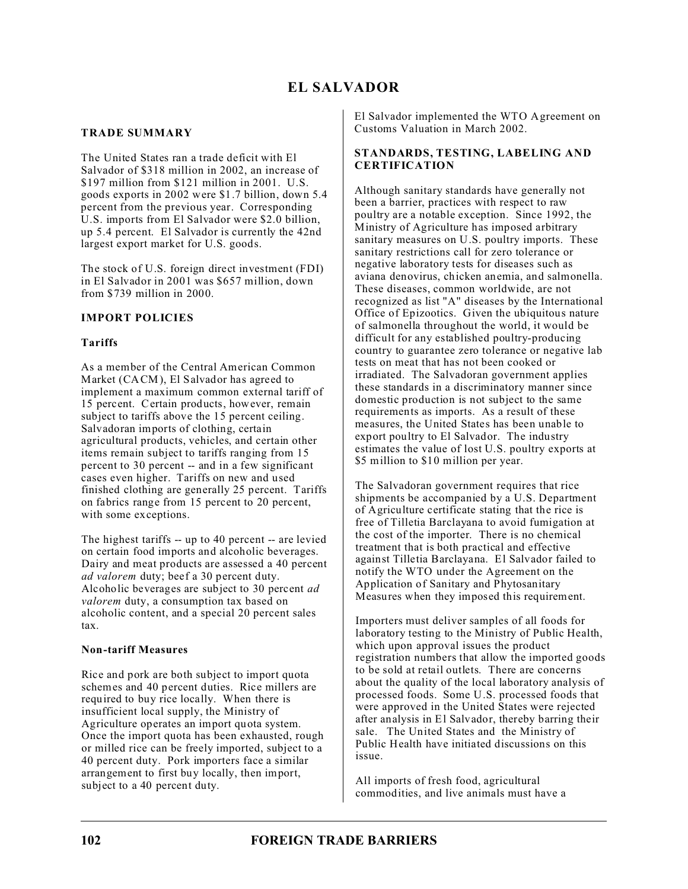# EL SALVADOR

## TRADE SUMMARY

The United States ran a trade deficit with El Salvador of $318 million in 2002, an increase of $197 million from $121 million in 2001. U.S. goods exports in 2002 were $1.7 billion, down 5.4 percent from the previous year. Corresponding U.S. imports from El Salvador were $2.0 billion, up 5.4 percent. El Salvador is currently the 42nd largest export market for U.S. goods.

The stock of U.S. foreign direct investment (FDI) in El Salvador in 2001 was $657 million, down from $739 million in 2000.

## IMPORT POLICIES

### Tariffs

As a member of the Central American Common Market (CACM), El Salvador has agreed to implement a maximum common external tariff of 15 percent. Certain products, however, remain subject to tariffs above the 15 percent ceiling. Salvadoran imports of clothing, certain agricultural products, vehicles, and certain other items remain subject to tariffs ranging from 15 percent to 30 percent -- and in a few significant cases even higher. Tariffs on new and used finished clothing are generally 25 percent. Tariffs on fabrics range from 15 percent to 20 percent, with some exceptions.

The highest tariffs -- up to 40 percent -- are levied on certain food imports and alcoholic beverages. Dairy and meat products are assessed a 40 percent *ad valorem* duty; beef a 30 percent duty. Alcoholic beverages are subject to 30 percent *ad valorem* duty, a consumption tax based on alcoholic content, and a special 20 percent sales tax.

### Non-tariff Measures

Rice and pork are both subject to import quota schemes and 40 percent duties. Rice millers are required to buy rice locally. When there is insufficient local supply, the Ministry of Agriculture operates an import quota system. Once the import quota has been exhausted, rough or milled rice can be freely imported, subject to a 40 percent duty. Pork importers face a similar arrangement to first buy locally, then import, subject to a 40 percent duty.

El Salvador implemented the WTO Agreement on Customs Valuation in March 2002.

## STANDARDS, TESTING, LABELING AND CERTIFICATION

Although sanitary standards have generally not been a barrier, practices with respect to raw poultry are a notable exception. Since 1992, the Ministry of Agriculture has imposed arbitrary sanitary measures on U.S. poultry imports. These sanitary restrictions call for zero tolerance or negative laboratory tests for diseases such as aviana denovirus, chicken anemia, and salmonella. These diseases, common worldwide, are not recognized as list "A" diseases by the International Office of Epizootics. Given the ubiquitous nature of salmonella throughout the world, it would be difficult for any established poultry-producing country to guarantee zero tolerance or negative lab tests on meat that has not been cooked or irradiated. The Salvadoran government applies these standards in a discriminatory manner since domestic production is not subject to the same requirements as imports. As a result of these measures, the United States has been unable to export poultry to El Salvador. The industry estimates the value of lost U.S. poultry exports at $5 million to $10 million per year.

The Salvadoran government requires that rice shipments be accompanied by a U.S. Department of Agriculture certificate stating that the rice is free of Tilletia Barclayana to avoid fumigation at the cost of the importer. There is no chemical treatment that is both practical and effective against Tilletia Barclayana. El Salvador failed to notify the WTO under the Agreement on the Application of Sanitary and Phytosanitary Measures when they imposed this requirement.

Importers must deliver samples of all foods for laboratory testing to the Ministry of Public Health, which upon approval issues the product registration numbers that allow the imported goods to be sold at retail outlets. There are concerns about the quality of the local laboratory analysis of processed foods. Some U.S. processed foods that were approved in the United States were rejected after analysis in El Salvador, thereby barring their sale. The United States and the Ministry of Public Health have initiated discussions on this issue.

All imports of fresh food, agricultural commodities, and live animals must have a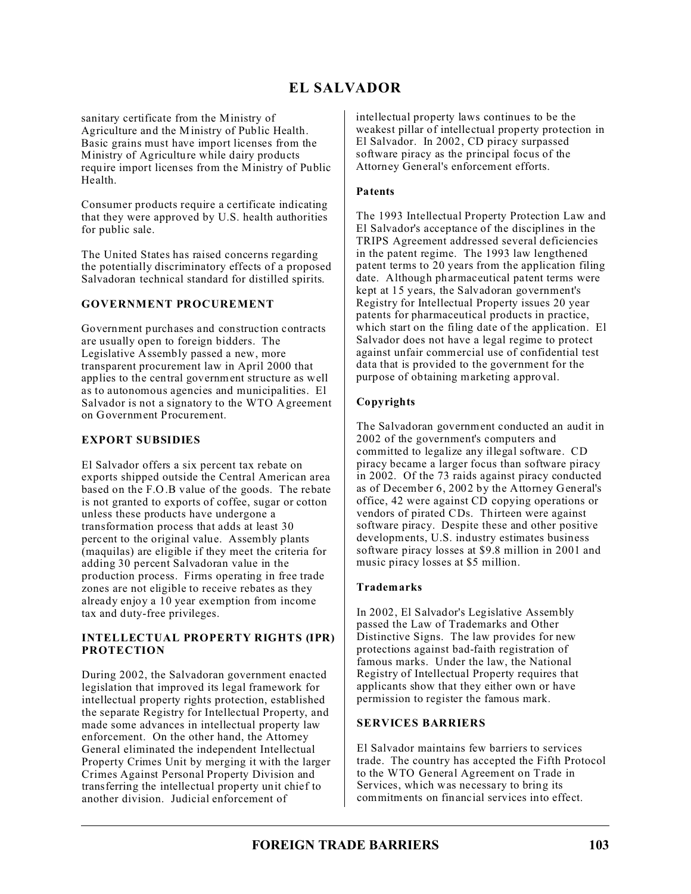sanitary certificate from the Ministry of Agriculture and the Ministry of Public Health. Basic grains must have import licenses from the Ministry of Agriculture while dairy products require import licenses from the Ministry of Public Health.

Consumer products require a certificate indicating that they were approved by U.S. health authorities for public sale.

The United States has raised concerns regarding the potentially discriminatory effects of a proposed Salvadoran technical standard for distilled spirits.

## GOVERNMENT PROCUREMENT

Government purchases and construction contracts are usually open to foreign bidders. The Legislative Assembly passed a new, more transparent procurement law in April 2000 that applies to the central government structure as well as to autonomous agencies and municipalities. El Salvador is not a signatory to the WTO Agreement on Government Procurement.

## EXPORT SUBSIDIES

El Salvador offers a six percent tax rebate on exports shipped outside the Central American area based on the F.O.B value of the goods. The rebate is not granted to exports of coffee, sugar or cotton unless these products have undergone a transformation process that adds at least 30 percent to the original value. Assembly plants (maquilas) are eligible if they meet the criteria for adding 30 percent Salvadoran value in the production process. Firms operating in free trade zones are not eligible to receive rebates as they already enjoy a 10 year exemption from income tax and duty-free privileges.

## INTELLECTUAL PROPERTY RIGHTS (IPR) PROTECTION

During 2002, the Salvadoran government enacted legislation that improved its legal framework for intellectual property rights protection, established the separate Registry for Intellectual Property, and made some advances in intellectual property law enforcement. On the other hand, the Attorney General eliminated the independent Intellectual Property Crimes Unit by merging it with the larger Crimes Against Personal Property Division and transferring the intellectual property unit chief to another division. Judicial enforcement of intellectual property laws continues to be the weakest pillar of intellectual property protection in El Salvador. In 2002, CD piracy surpassed software piracy as the principal focus of the Attorney General's enforcement efforts.

### Patents

The 1993 Intellectual Property Protection Law and El Salvador's acceptance of the disciplines in the TRIPS Agreement addressed several deficiencies in the patent regime. The 1993 law lengthened patent terms to 20 years from the application filing date. Although pharmaceutical patent terms were kept at 15 years, the Salvadoran government's Registry for Intellectual Property issues 20 year patents for pharmaceutical products in practice, which start on the filing date of the application. El Salvador does not have a legal regime to protect against unfair commercial use of confidential test data that is provided to the government for the purpose of obtaining marketing approval.

### Copyrights

The Salvadoran government conducted an audit in 2002 of the government's computers and committed to legalize any illegal software. CD piracy became a larger focus than software piracy in 2002. Of the 73 raids against piracy conducted as of December 6, 2002 by the Attorney General's office, 42 were against CD copying operations or vendors of pirated CDs. Thirteen were against software piracy. Despite these and other positive developments, U.S. industry estimates business software piracy losses at $9.8 million in 2001 and music piracy losses at $5 million.

### Trademarks

In 2002, El Salvador's Legislative Assembly passed the Law of Trademarks and Other Distinctive Signs. The law provides for new protections against bad-faith registration of famous marks. Under the law, the National Registry of Intellectual Property requires that applicants show that they either own or have permission to register the famous mark.

## SERVICES BARRIERS

El Salvador maintains few barriers to services trade. The country has accepted the Fifth Protocol to the WTO General Agreement on Trade in Services, which was necessary to bring its commitments on financial services into effect.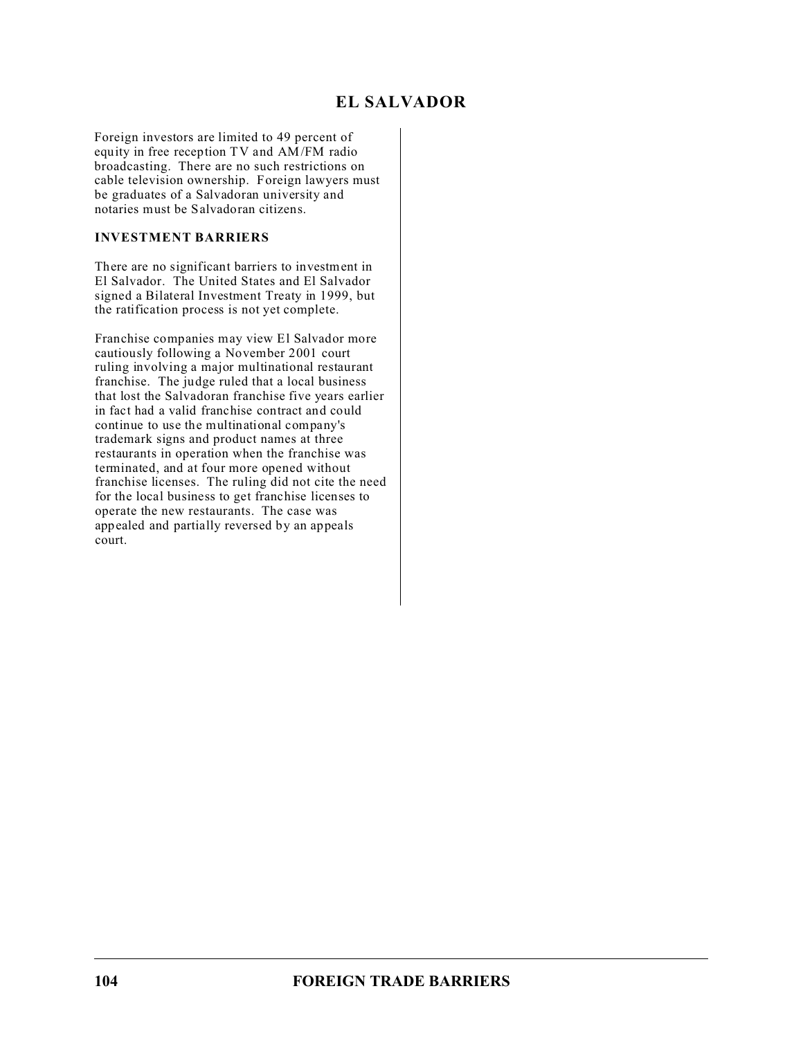Foreign investors are limited to 49 percent of equity in free reception TV and AM/FM radio broadcasting. There are no such restrictions on cable television ownership. Foreign lawyers must be graduates of a Salvadoran university and notaries must be Salvadoran citizens.

### INVESTMENT BARRIERS

There are no significant barriers to investment in El Salvador. The United States and El Salvador signed a Bilateral Investment Treaty in 1999, but the ratification process is not yet complete.

Franchise companies may view El Salvador more cautiously following a November 2001 court ruling involving a major multinational restaurant franchise. The judge ruled that a local business that lost the Salvadoran franchise five years earlier in fact had a valid franchise contract and could continue to use the multinational company's trademark signs and product names at three restaurants in operation when the franchise was terminated, and at four more opened without franchise licenses. The ruling did not cite the need for the local business to get franchise licenses to operate the new restaurants. The case was appealed and partially reversed by an appeals court.